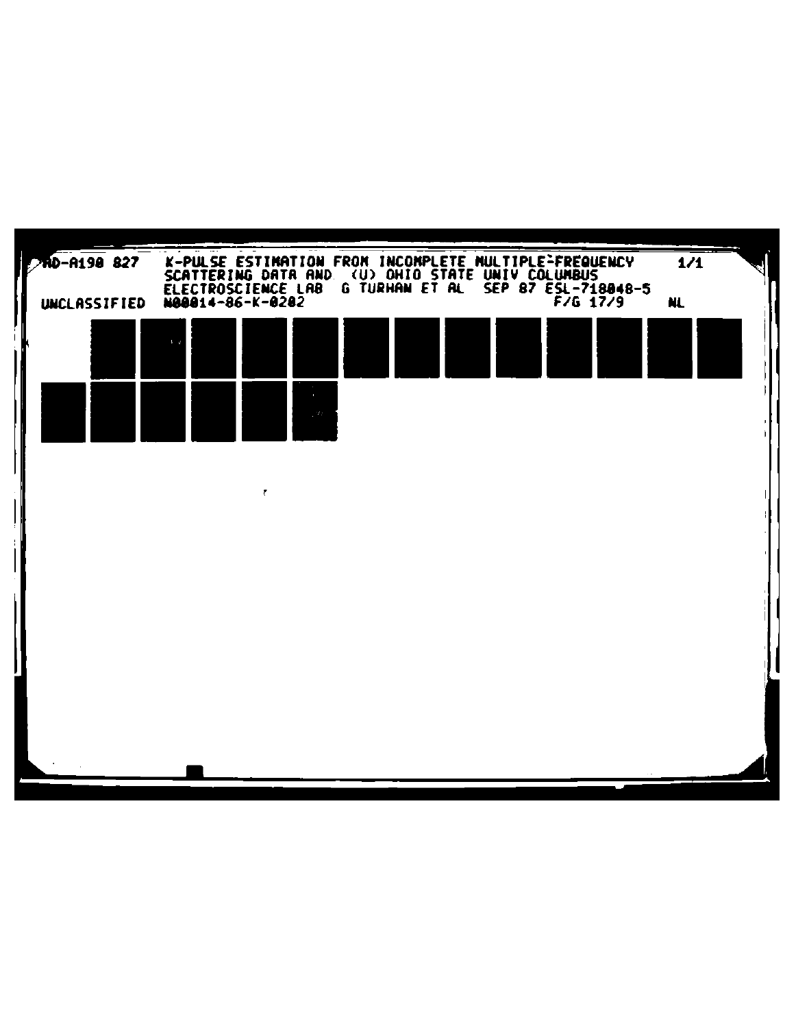AD-A190 827 K-PULSE ESTIMATION FROM INCOMPLETE MULTIPLE-FREQUENCY SCATTERING DATA AND (U) OHIO STATE UNIV COLUMBUS ELECTROSCIENCE LAB G TURHAN ET AL SEP 87 ESL-718048-5 1/1

UNCLASSIFIED N00014-86-K-0202 F/G 17/9 NL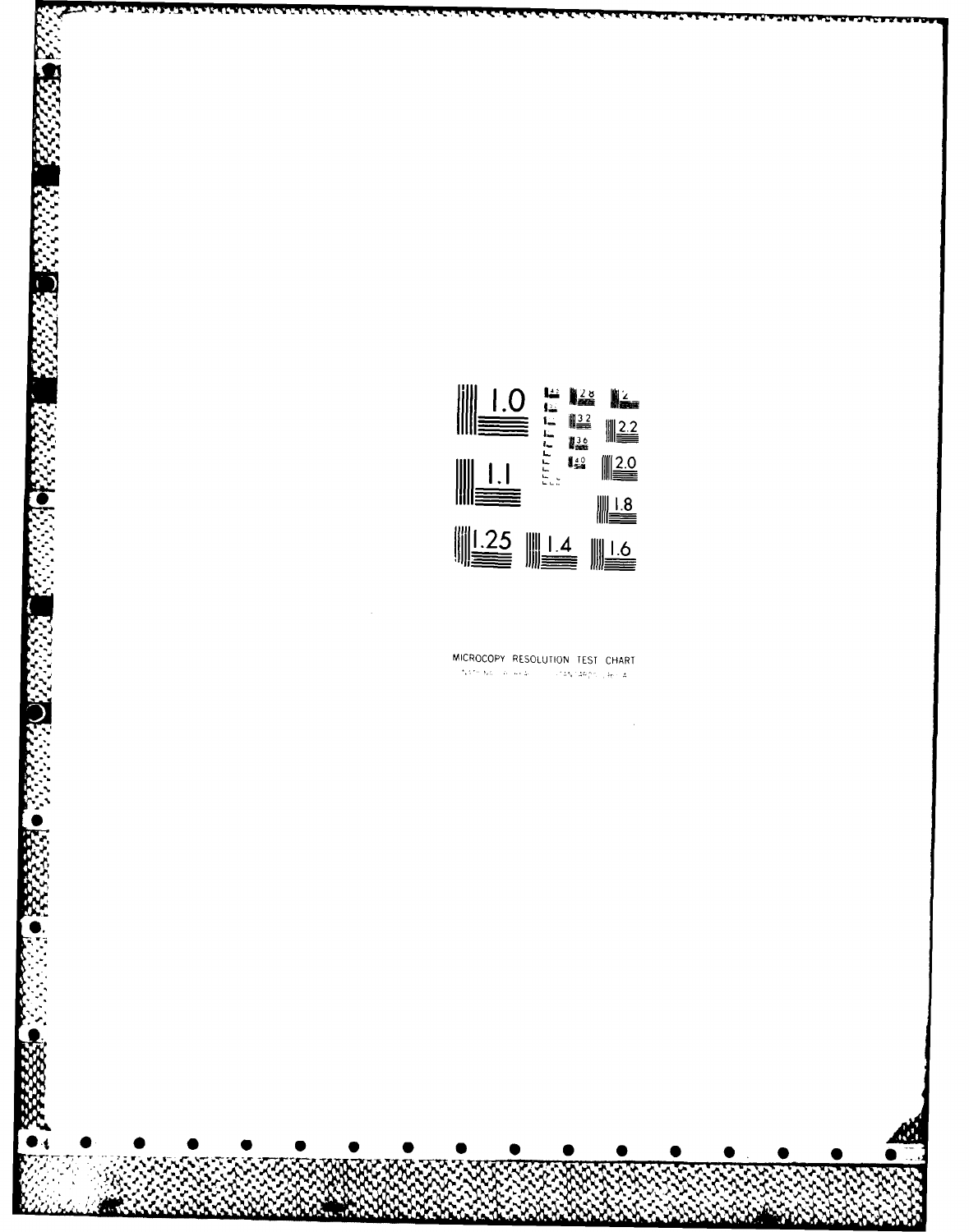MICROCOPY RESOLUTION TEST CHART

NATIONAL BUREAU OF STANDARDS-1963-A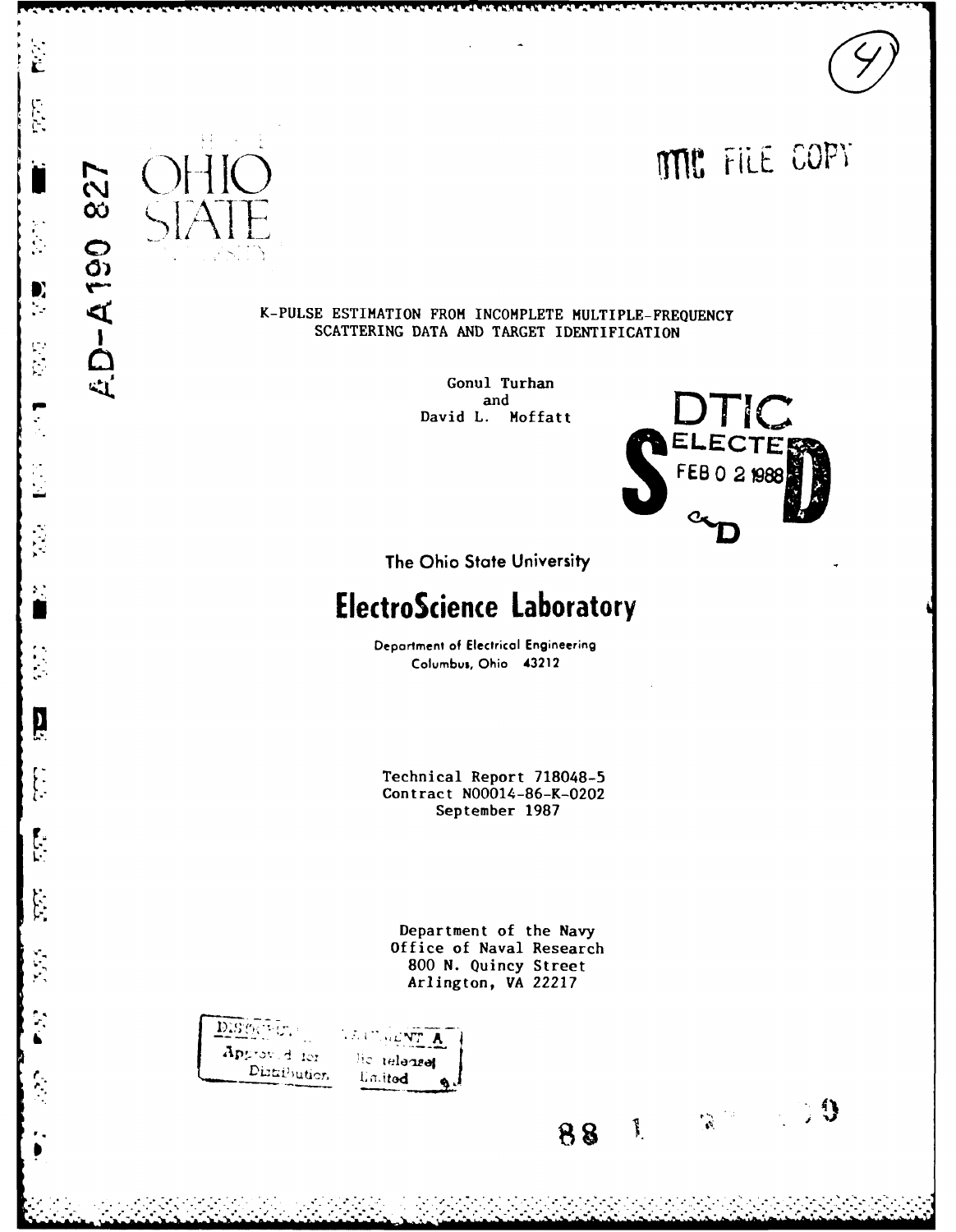AD-A190 827

OHIO STATE

DTIC FILE COPY

K-PULSE ESTIMATION FROM INCOMPLETE MULTIPLE-FREQUENCY SCATTERING DATA AND TARGET IDENTIFICATION

Gonul Turhan
and
David L. Moffatt

DTIC ELECTE FEB 0 2 1988

The Ohio State University

**ElectroScience Laboratory**

Department of Electrical Engineering
Columbus, Ohio 43212

Technical Report 718048-5
Contract N00014-86-K-0202
September 1987

Department of the Navy
Office of Naval Research
800 N. Quincy Street
Arlington, VA 22217

DISTRIBUTION STATEMENT A
Approved for public release
Distribution Unlimited

88 1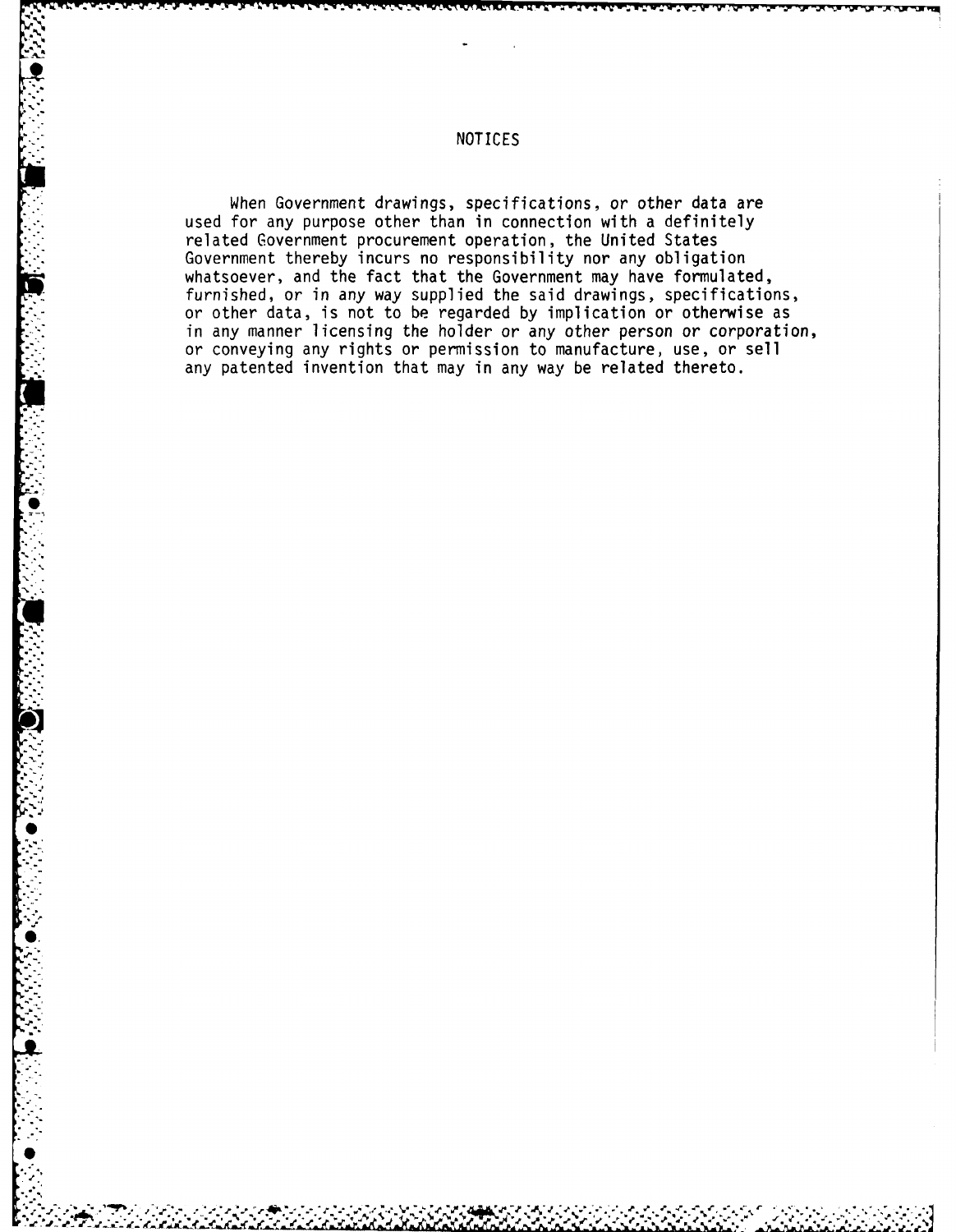# NOTICES

When Government drawings, specifications, or other data are used for any purpose other than in connection with a definitely related Government procurement operation, the United States Government thereby incurs no responsibility nor any obligation whatsoever, and the fact that the Government may have formulated, furnished, or in any way supplied the said drawings, specifications, or other data, is not to be regarded by implication or otherwise as in any manner licensing the holder or any other person or corporation, or conveying any rights or permission to manufacture, use, or sell any patented invention that may in any way be related thereto.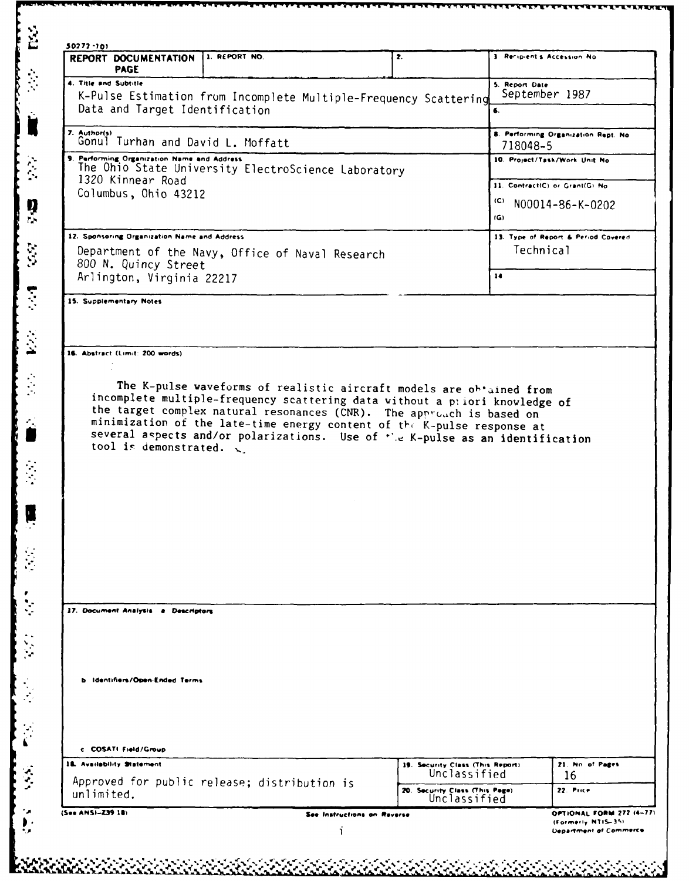50272-101

| REPORT DOCUMENTATION PAGE | 1. REPORT NO. | 2. | 3. Recipient's Accession No |
|---|---|---|---|
| 4. Title and Subtitle<br>K-Pulse Estimation from Incomplete Multiple-Frequency Scattering Data and Target Identification | | | 5. Report Date<br>September 1987 |
| | | | 6. |
| 7. Author(s)<br>Gonul Turhan and David L. Moffatt | | | 8. Performing Organization Rept. No<br>718048-5 |
| 9. Performing Organization Name and Address<br>The Ohio State University ElectroScience Laboratory<br>1320 Kinnear Road<br>Columbus, Ohio 43212 | | | 10. Project/Task/Work Unit No |
| | | | 11. Contract(C) or Grant(G) No<br>(C) N00014-86-K-0202<br>(G) |
| 12. Sponsoring Organization Name and Address<br>Department of the Navy, Office of Naval Research<br>800 N. Quincy Street<br>Arlington, Virginia 22217 | | | 13. Type of Report & Period Covered<br>Technical |
| | | | 14 |

15. Supplementary Notes

16. Abstract (Limit: 200 words)

The K-pulse waveforms of realistic aircraft models are obtained from incomplete multiple-frequency scattering data without a priori knowledge of the target complex natural resonances (CNR). The approach is based on minimization of the late-time energy content of the K-pulse response at several aspects and/or polarizations. Use of the K-pulse as an identification tool is demonstrated.

17. Document Analysis a. Descriptors

b. Identifiers/Open-Ended Terms

c. COSATI Field/Group

| 18. Availability Statement | 19. Security Class (This Report) | 21. No. of Pages |
|---|---|---|
| Approved for public release; distribution is unlimited. | Unclassified | 16 |
| | 20. Security Class (This Page) | 22. Price |
| | Unclassified | |

(See ANSI-Z39.18) See Instructions on Reverse OPTIONAL FORM 272 (4-77) (Formerly NTIS-35) Department of Commerce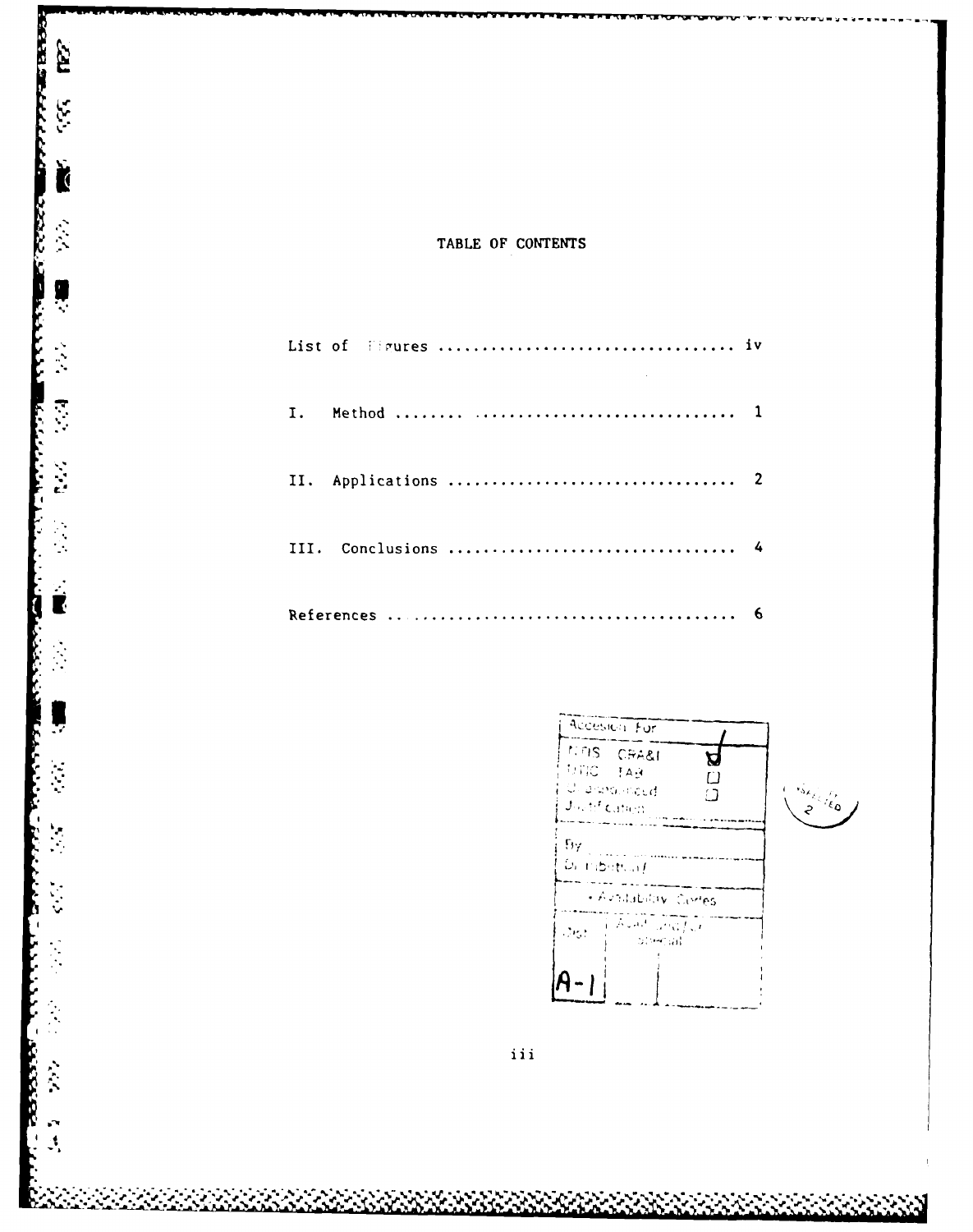# TABLE OF CONTENTS

| | |
|---|---|
| List of Figures | iv |
| I. Method | 1 |
| II. Applications | 2 |
| III. Conclusions | 4 |
| References | 6 |

| Accesion For | |
|---|---|
| NTIS CRA&I | ☑ |
| DTIC TAB | ☐ |
| Unannounced | ☐ |
| Justification | |
| By | |
| Distribution/ | |
| Availability Codes | |
| Dist | Avail and/or Special |
| A-1 | |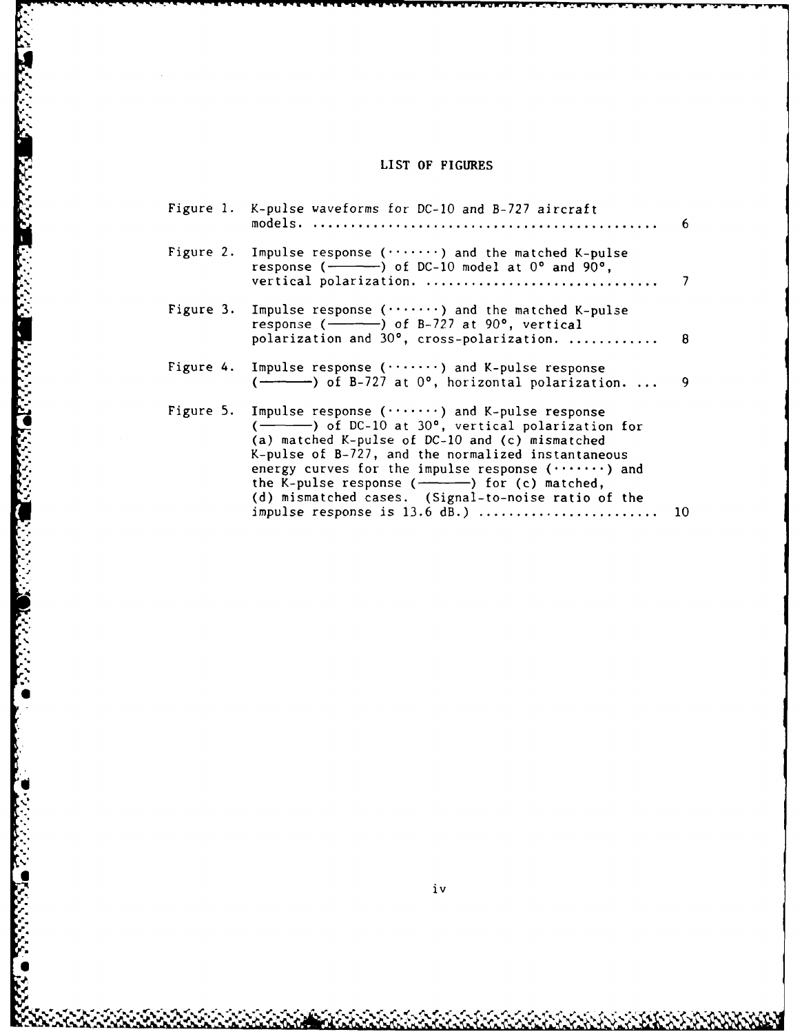## LIST OF FIGURES

| | | |
|---|---|---|
| Figure 1. | K-pulse waveforms for DC-10 and B-727 aircraft models. | 6 |
| Figure 2. | Impulse response (·······) and the matched K-pulse response (————) of DC-10 model at 0° and 90°, vertical polarization. | 7 |
| Figure 3. | Impulse response (·······) and the matched K-pulse response (————) of B-727 at 90°, vertical polarization and 30°, cross-polarization. | 8 |
| Figure 4. | Impulse response (·······) and K-pulse response (————) of B-727 at 0°, horizontal polarization. | 9 |
| Figure 5. | Impulse response (·······) and K-pulse response (————) of DC-10 at 30°, vertical polarization for (a) matched K-pulse of DC-10 and (c) mismatched K-pulse of B-727, and the normalized instantaneous energy curves for the impulse response (·······) and the K-pulse response (————) for (c) matched, (d) mismatched cases. (Signal-to-noise ratio of the impulse response is 13.6 dB.) | 10 |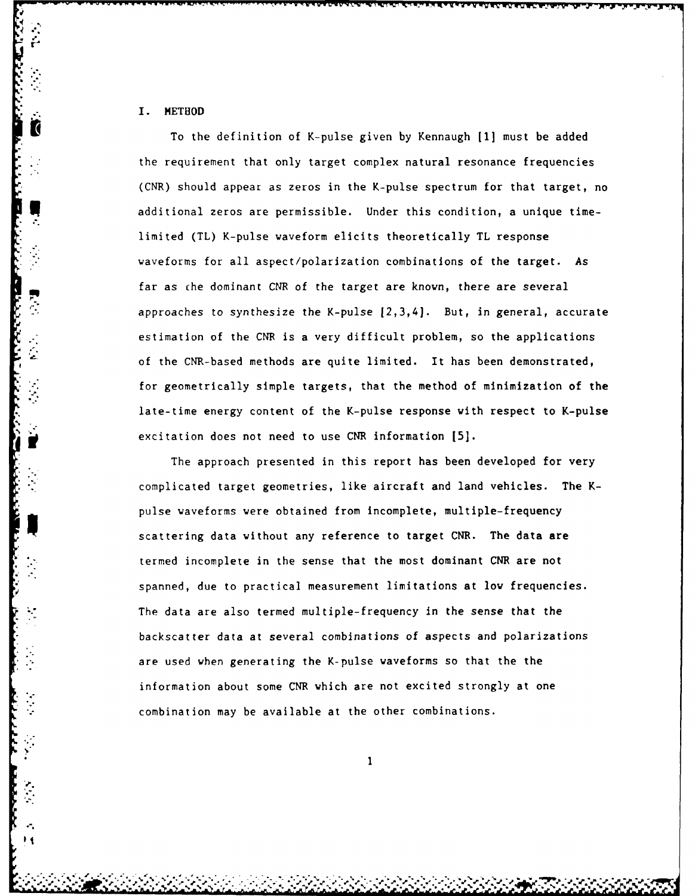# I. METHOD

To the definition of K-pulse given by Kennaugh [1] must be added the requirement that only target complex natural resonance frequencies (CNR) should appear as zeros in the K-pulse spectrum for that target, no additional zeros are permissible. Under this condition, a unique time-limited (TL) K-pulse waveform elicits theoretically TL response waveforms for all aspect/polarization combinations of the target. As far as the dominant CNR of the target are known, there are several approaches to synthesize the K-pulse [2,3,4]. But, in general, accurate estimation of the CNR is a very difficult problem, so the applications of the CNR-based methods are quite limited. It has been demonstrated, for geometrically simple targets, that the method of minimization of the late-time energy content of the K-pulse response with respect to K-pulse excitation does not need to use CNR information [5].

The approach presented in this report has been developed for very complicated target geometries, like aircraft and land vehicles. The K-pulse waveforms were obtained from incomplete, multiple-frequency scattering data without any reference to target CNR. The data are termed incomplete in the sense that the most dominant CNR are not spanned, due to practical measurement limitations at low frequencies. The data are also termed multiple-frequency in the sense that the backscatter data at several combinations of aspects and polarizations are used when generating the K-pulse waveforms so that the the information about some CNR which are not excited strongly at one combination may be available at the other combinations.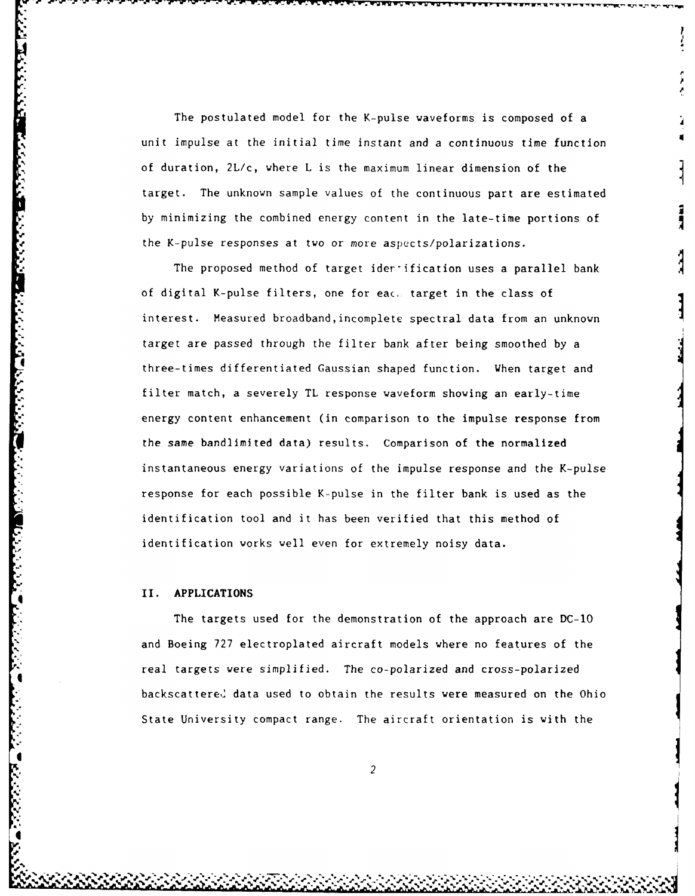The postulated model for the K-pulse waveforms is composed of a unit impulse at the initial time instant and a continuous time function of duration, $2L/c$, where $L$ is the maximum linear dimension of the target. The unknown sample values of the continuous part are estimated by minimizing the combined energy content in the late-time portions of the K-pulse responses at two or more aspects/polarizations.

The proposed method of target identification uses a parallel bank of digital K-pulse filters, one for each target in the class of interest. Measured broadband, incomplete spectral data from an unknown target are passed through the filter bank after being smoothed by a three-times differentiated Gaussian shaped function. When target and filter match, a severely TL response waveform showing an early-time energy content enhancement (in comparison to the impulse response from the same bandlimited data) results. Comparison of the normalized instantaneous energy variations of the impulse response and the K-pulse response for each possible K-pulse in the filter bank is used as the identification tool and it has been verified that this method of identification works well even for extremely noisy data.

## II. APPLICATIONS

The targets used for the demonstration of the approach are DC-10 and Boeing 727 electroplated aircraft models where no features of the real targets were simplified. The co-polarized and cross-polarized backscattered data used to obtain the results were measured on the Ohio State University compact range. The aircraft orientation is with the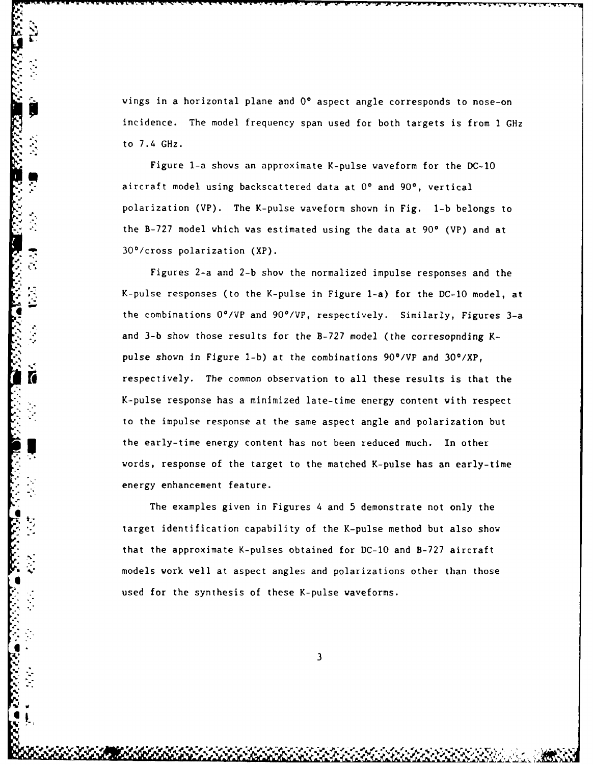wings in a horizontal plane and 0° aspect angle corresponds to nose-on incidence. The model frequency span used for both targets is from 1 GHz to 7.4 GHz.

Figure 1-a shows an approximate K-pulse waveform for the DC-10 aircraft model using backscattered data at 0° and 90°, vertical polarization (VP). The K-pulse waveform shown in Fig. 1-b belongs to the B-727 model which was estimated using the data at 90° (VP) and at 30°/cross polarization (XP).

Figures 2-a and 2-b show the normalized impulse responses and the K-pulse responses (to the K-pulse in Figure 1-a) for the DC-10 model, at the combinations 0°/VP and 90°/VP, respectively. Similarly, Figures 3-a and 3-b show those results for the B-727 model (the corresopnding K-pulse shown in Figure 1-b) at the combinations 90°/VP and 30°/XP, respectively. The common observation to all these results is that the K-pulse response has a minimized late-time energy content with respect to the impulse response at the same aspect angle and polarization but the early-time energy content has not been reduced much. In other words, response of the target to the matched K-pulse has an early-time energy enhancement feature.

The examples given in Figures 4 and 5 demonstrate not only the target identification capability of the K-pulse method but also show that the approximate K-pulses obtained for DC-10 and B-727 aircraft models work well at aspect angles and polarizations other than those used for the synthesis of these K-pulse waveforms.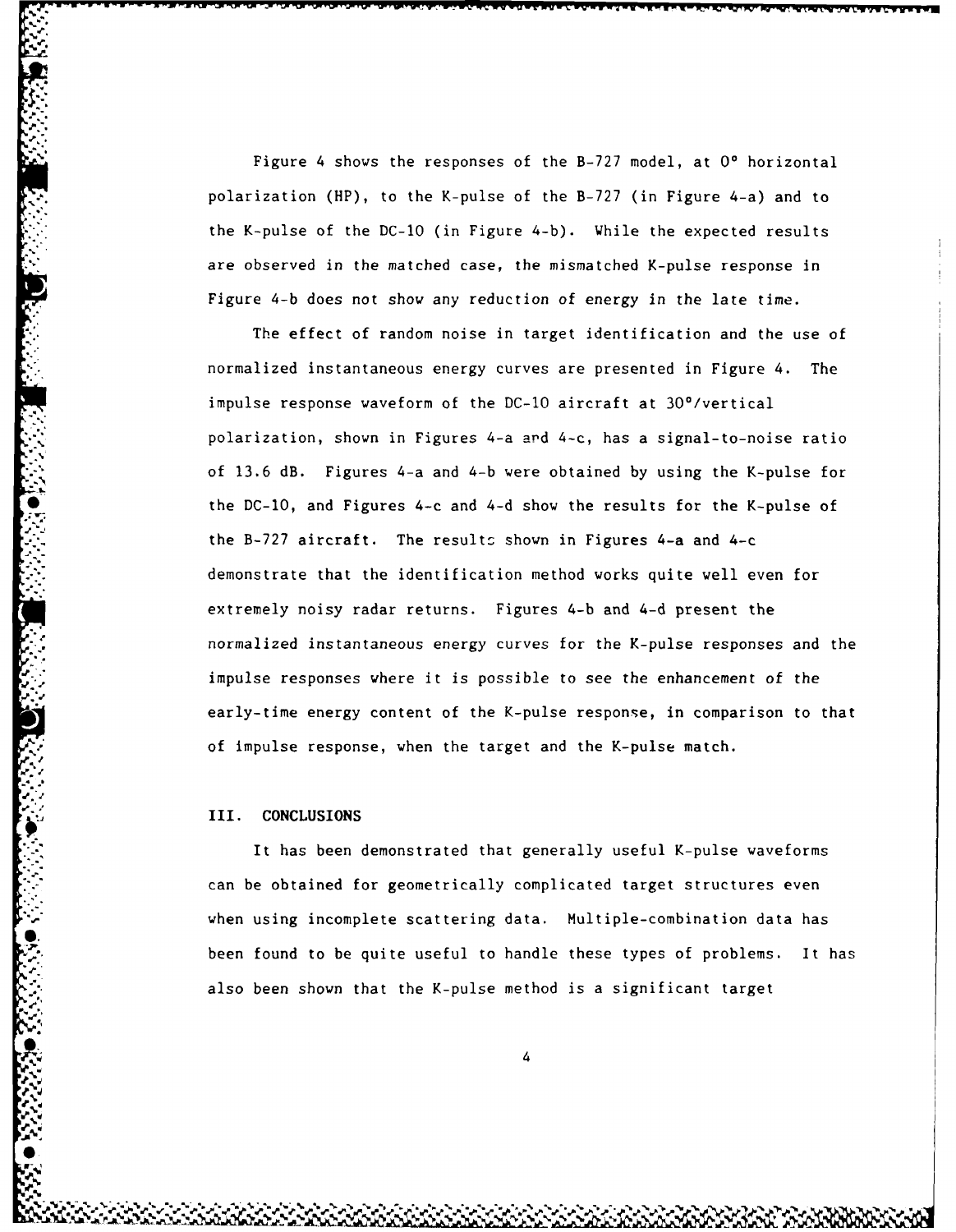Figure 4 shows the responses of the B-727 model, at 0° horizontal polarization (HP), to the K-pulse of the B-727 (in Figure 4-a) and to the K-pulse of the DC-10 (in Figure 4-b). While the expected results are observed in the matched case, the mismatched K-pulse response in Figure 4-b does not show any reduction of energy in the late time.

The effect of random noise in target identification and the use of normalized instantaneous energy curves are presented in Figure 4. The impulse response waveform of the DC-10 aircraft at 30°/vertical polarization, shown in Figures 4-a and 4-c, has a signal-to-noise ratio of 13.6 dB. Figures 4-a and 4-b were obtained by using the K-pulse for the DC-10, and Figures 4-c and 4-d show the results for the K-pulse of the B-727 aircraft. The results shown in Figures 4-a and 4-c demonstrate that the identification method works quite well even for extremely noisy radar returns. Figures 4-b and 4-d present the normalized instantaneous energy curves for the K-pulse responses and the impulse responses where it is possible to see the enhancement of the early-time energy content of the K-pulse response, in comparison to that of impulse response, when the target and the K-pulse match.

## III. CONCLUSIONS

It has been demonstrated that generally useful K-pulse waveforms can be obtained for geometrically complicated target structures even when using incomplete scattering data. Multiple-combination data has been found to be quite useful to handle these types of problems. It has also been shown that the K-pulse method is a significant target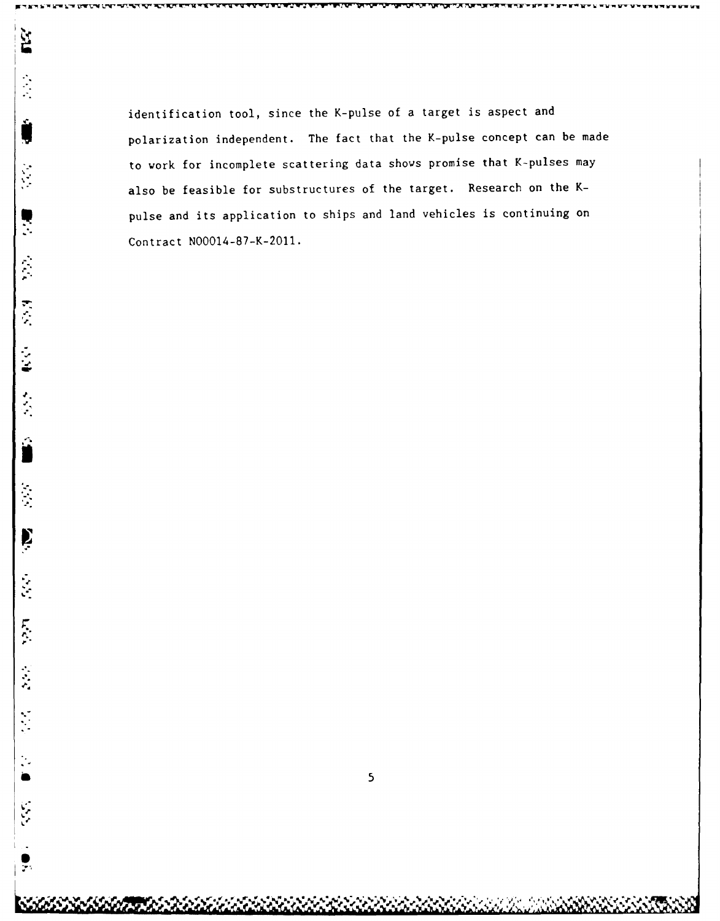identification tool, since the K-pulse of a target is aspect and polarization independent. The fact that the K-pulse concept can be made to work for incomplete scattering data shows promise that K-pulses may also be feasible for substructures of the target. Research on the K-pulse and its application to ships and land vehicles is continuing on Contract N00014-87-K-2011.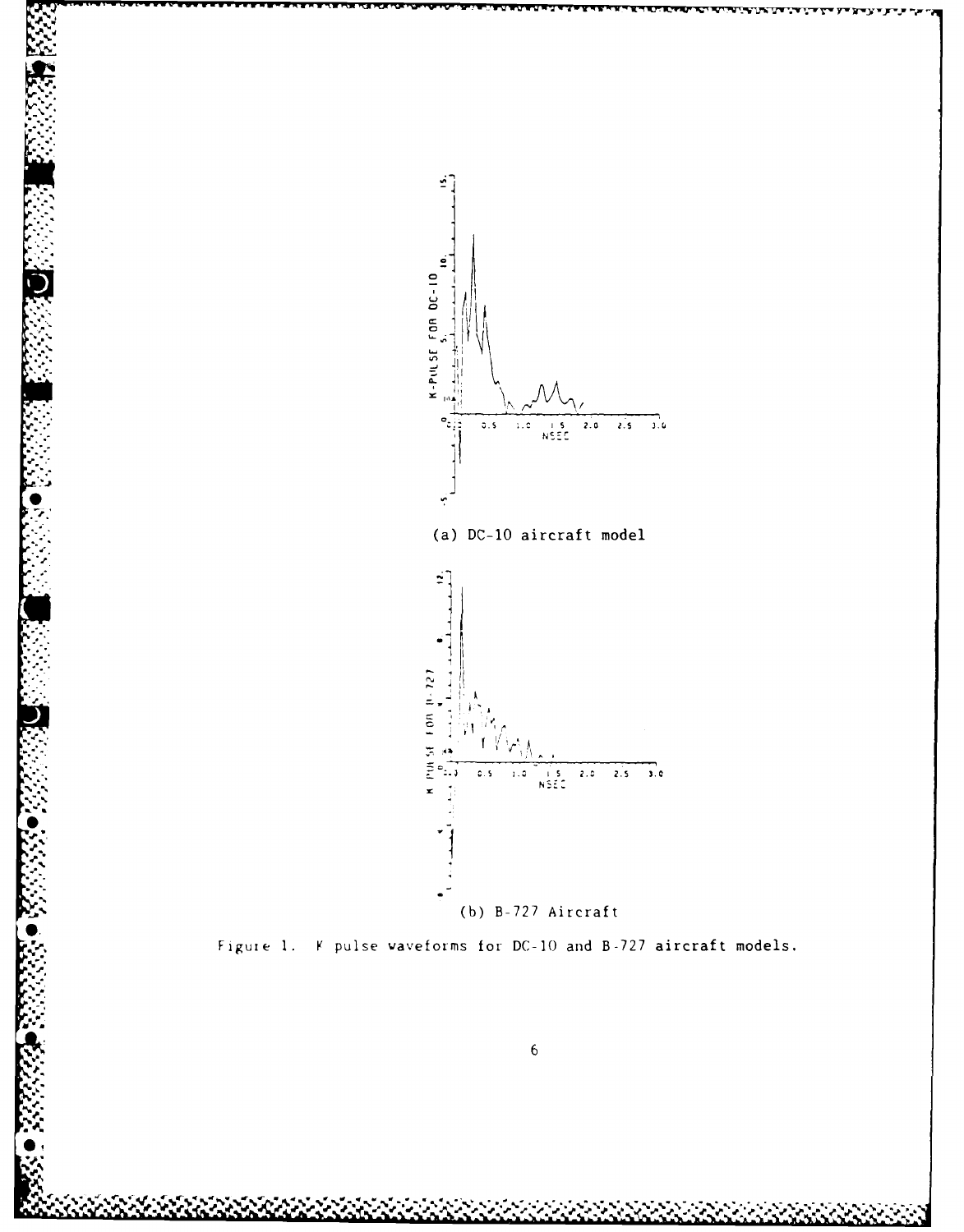(a) DC-10 aircraft model

(b) B-727 Aircraft

Figure 1. K pulse waveforms for DC-10 and B-727 aircraft models.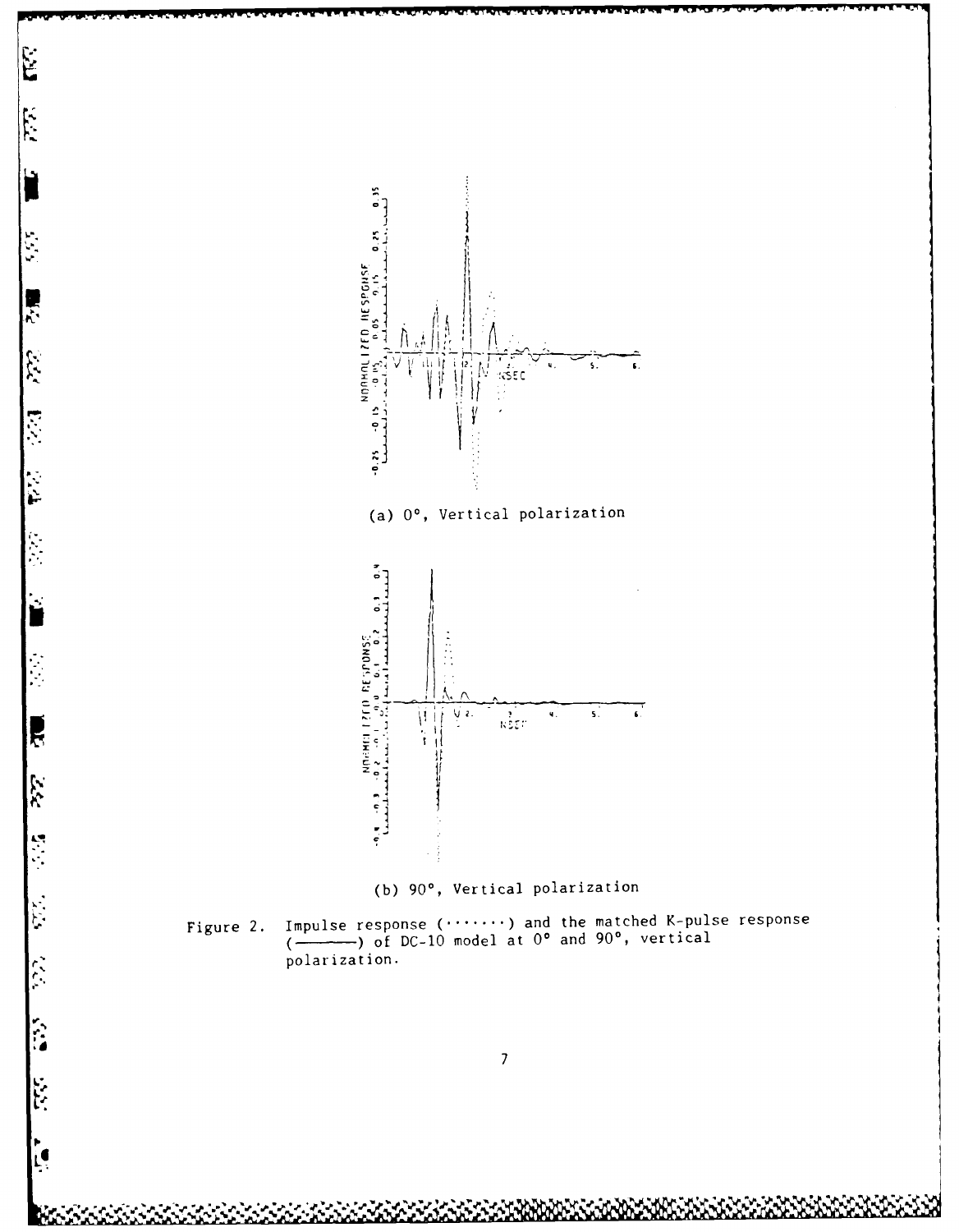(a) 0°, Vertical polarization

(b) 90°, Vertical polarization

Figure 2. Impulse response (·······) and the matched K-pulse response (———) of DC-10 model at 0° and 90°, vertical polarization.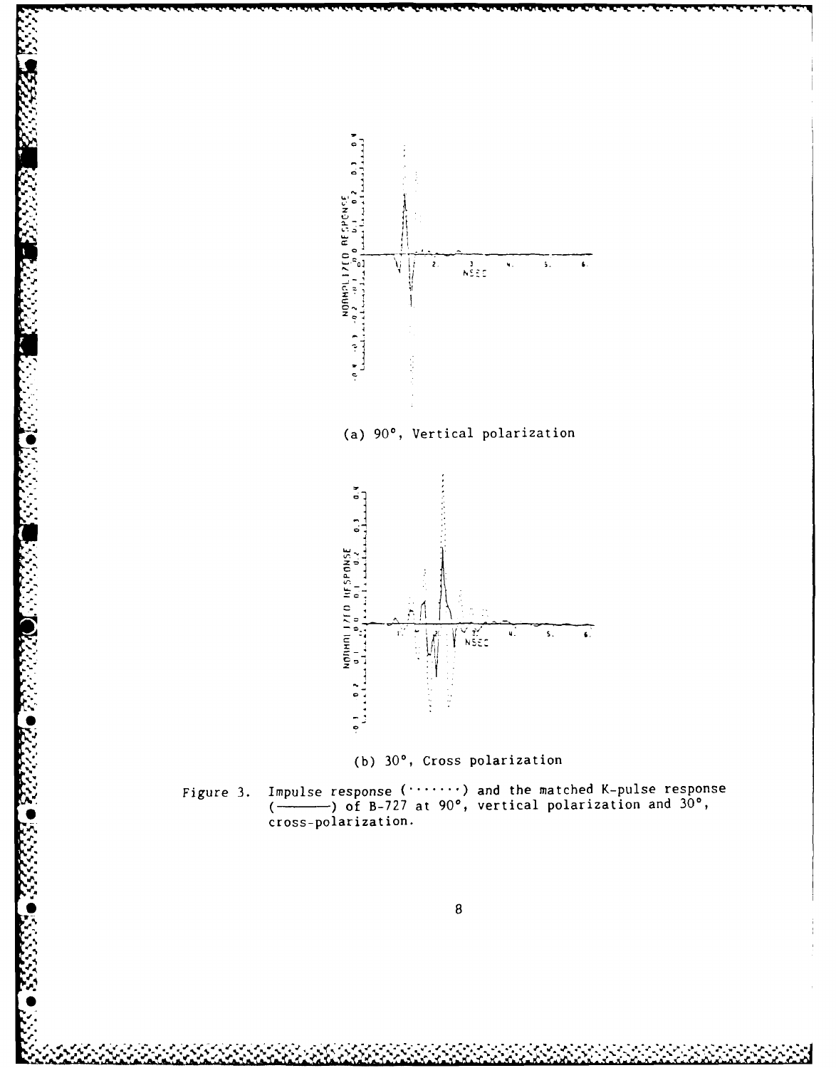(a) 90°, Vertical polarization

(b) 30°, Cross polarization

Figure 3. Impulse response (·······) and the matched K-pulse response (———) of B-727 at 90°, vertical polarization and 30°, cross-polarization.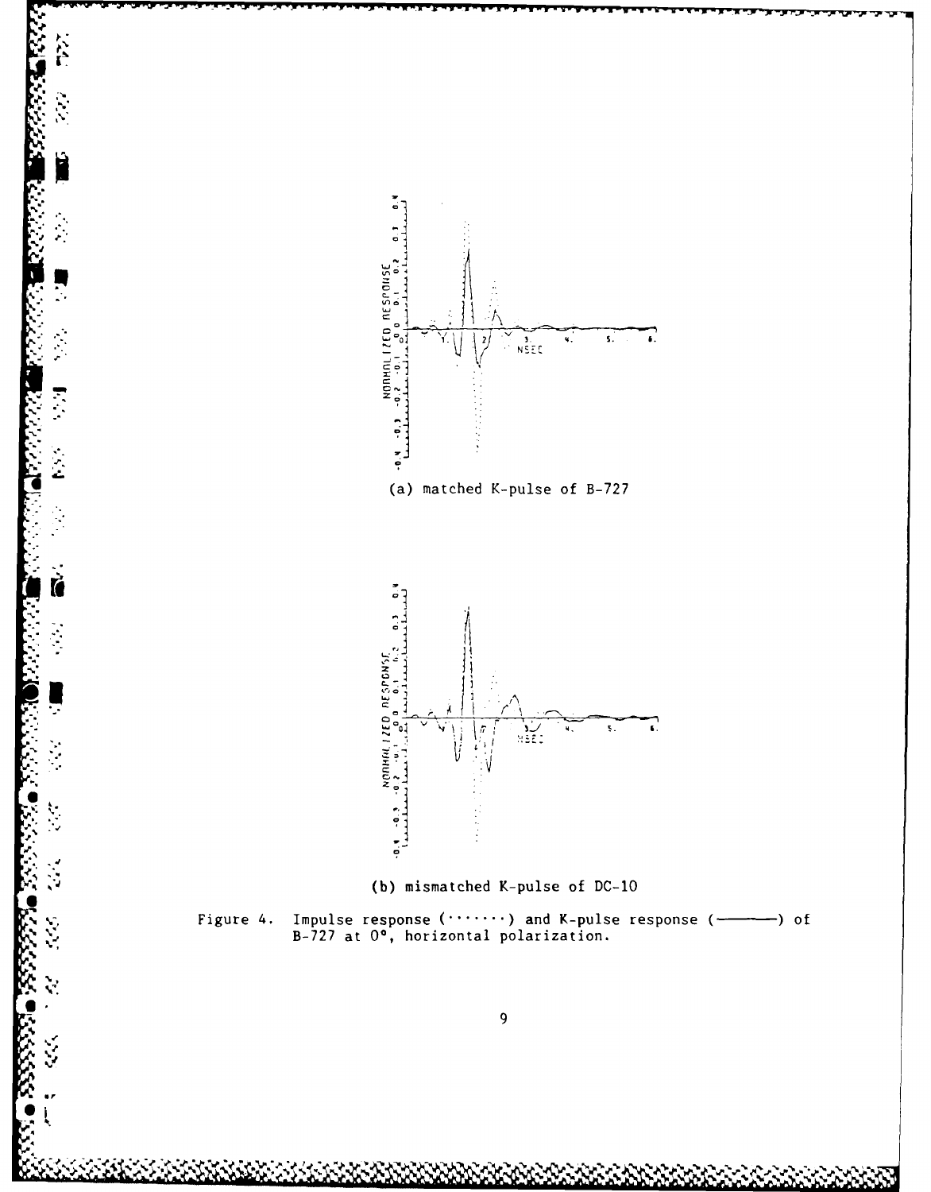(a) matched K-pulse of B-727

(b) mismatched K-pulse of DC-10

Figure 4. Impulse response (·······) and K-pulse response (———) of B-727 at 0°, horizontal polarization.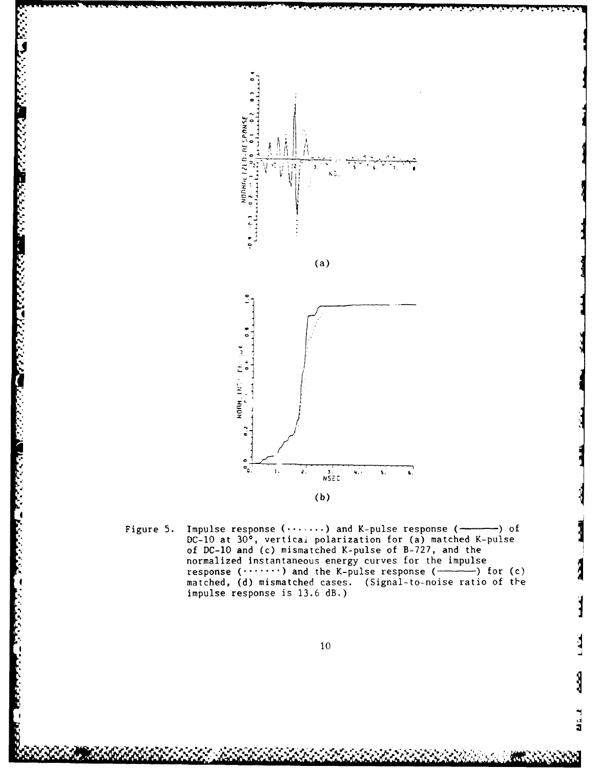(a)

(b)

Figure 5. Impulse response (·······) and K-pulse response (————) of DC-10 at 30°, vertical polarization for (a) matched K-pulse of DC-10 and (c) mismatched K-pulse of B-727, and the normalized instantaneous energy curves for the impulse response (·······) and the K-pulse response (————) for (c) matched, (d) mismatched cases. (Signal-to-noise ratio of the impulse response is 13.6 dB.)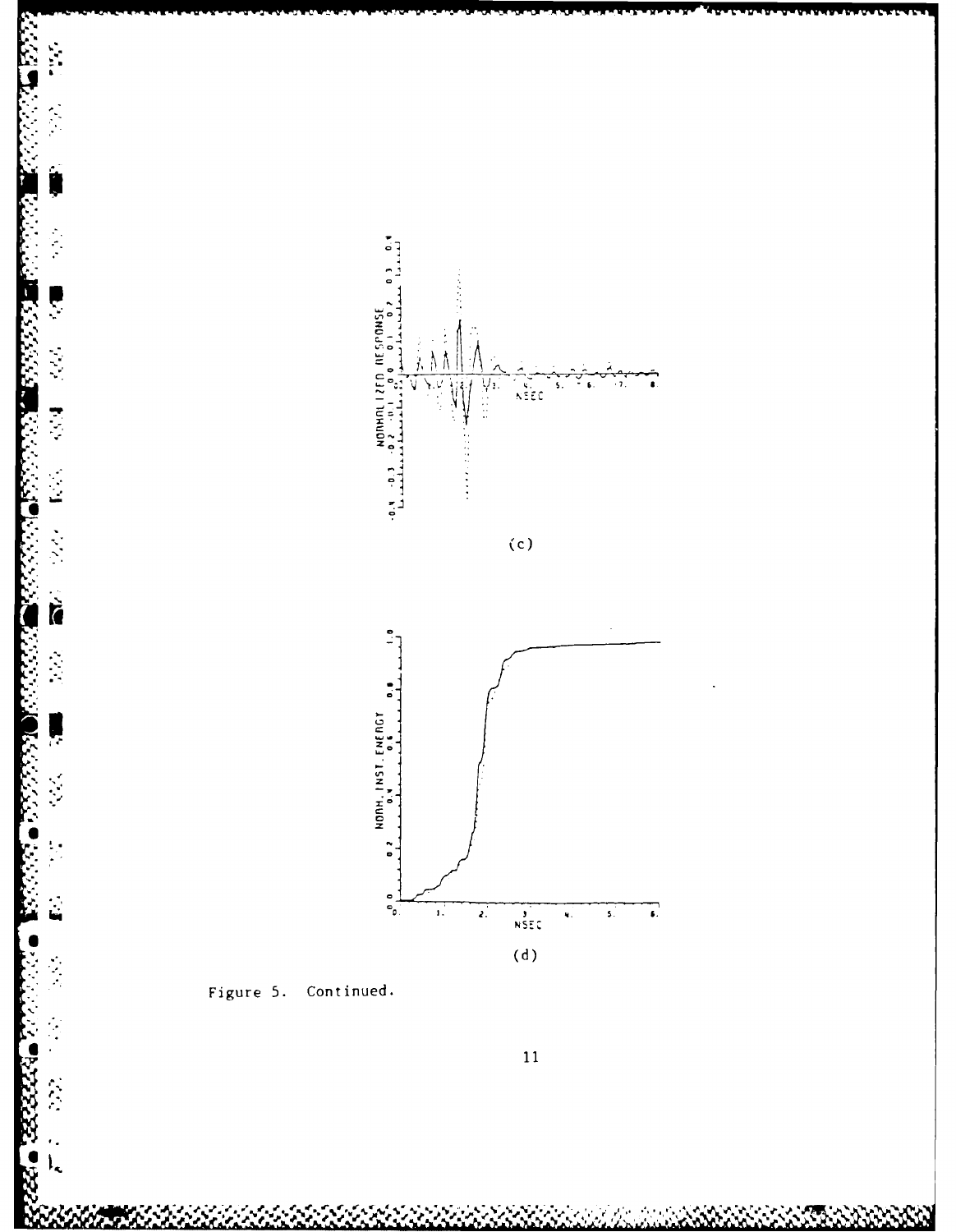(c)

(d)

Figure 5. Continued.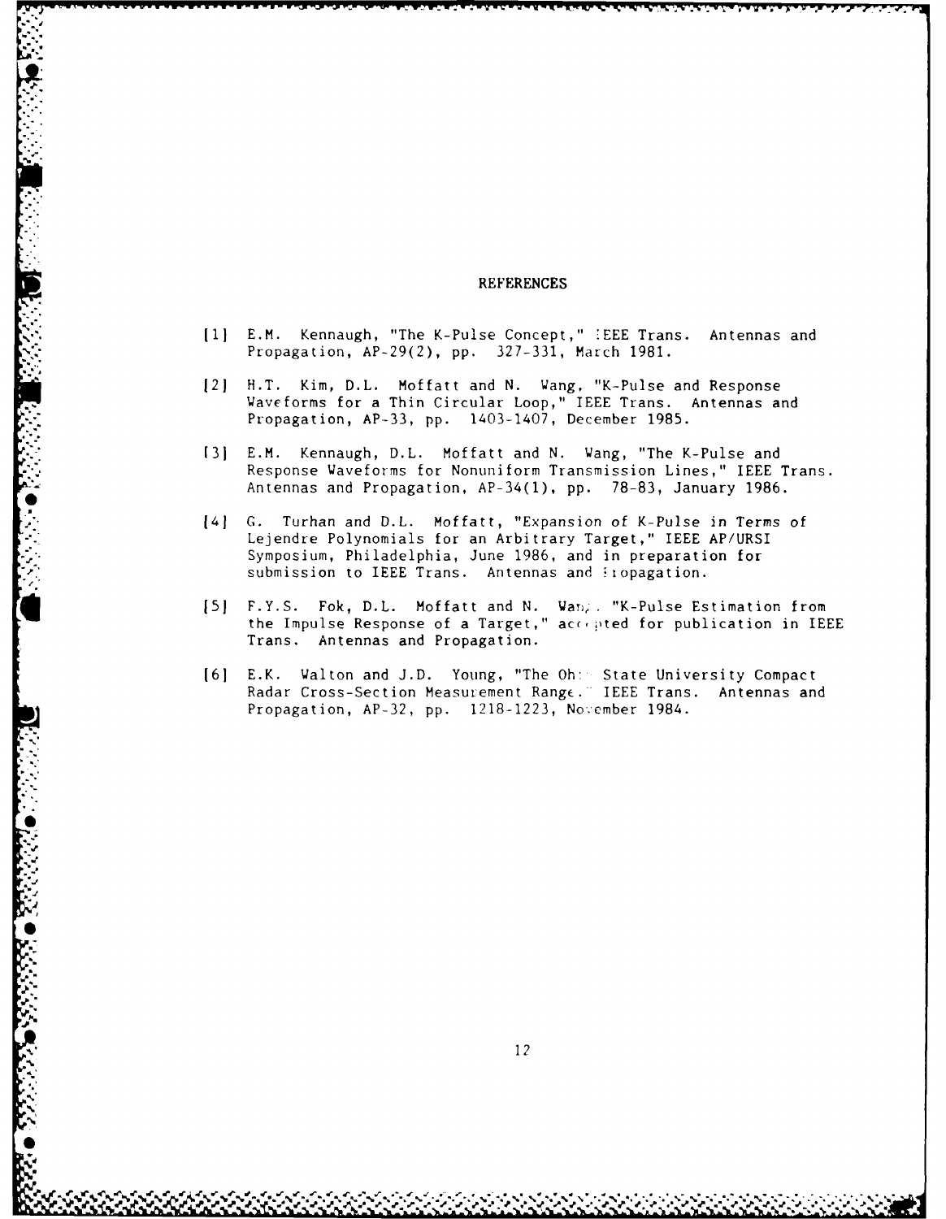## REFERENCES

[1] E.M. Kennaugh, "The K-Pulse Concept," IEEE Trans. Antennas and Propagation, AP-29(2), pp. 327-331, March 1981.

[2] H.T. Kim, D.L. Moffatt and N. Wang, "K-Pulse and Response Waveforms for a Thin Circular Loop," IEEE Trans. Antennas and Propagation, AP-33, pp. 1403-1407, December 1985.

[3] E.M. Kennaugh, D.L. Moffatt and N. Wang, "The K-Pulse and Response Waveforms for Nonuniform Transmission Lines," IEEE Trans. Antennas and Propagation, AP-34(1), pp. 78-83, January 1986.

[4] G. Turhan and D.L. Moffatt, "Expansion of K-Pulse in Terms of Lejendre Polynomials for an Arbitrary Target," IEEE AP/URSI Symposium, Philadelphia, June 1986, and in preparation for submission to IEEE Trans. Antennas and Propagation.

[5] F.Y.S. Fok, D.L. Moffatt and N. Wang, "K-Pulse Estimation from the Impulse Response of a Target," accepted for publication in IEEE Trans. Antennas and Propagation.

[6] E.K. Walton and J.D. Young, "The Ohio State University Compact Radar Cross-Section Measurement Range." IEEE Trans. Antennas and Propagation, AP-32, pp. 1218-1223, November 1984.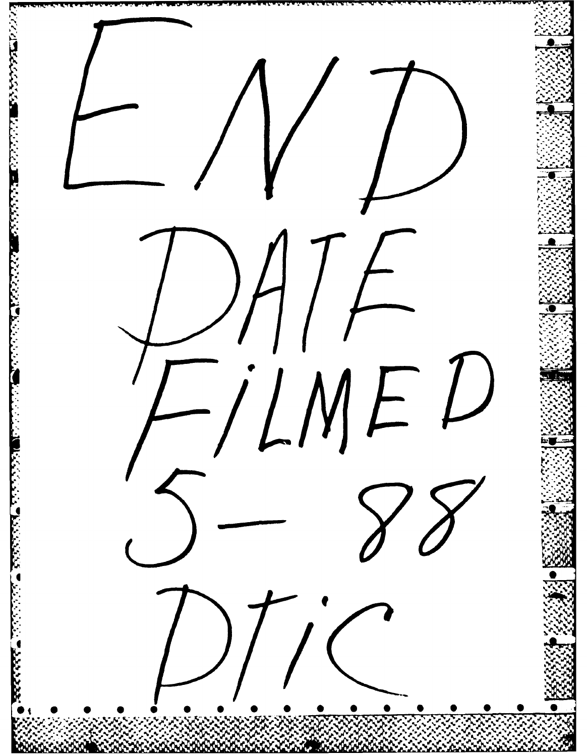END

DATE

FILMED

5-88

DTIC